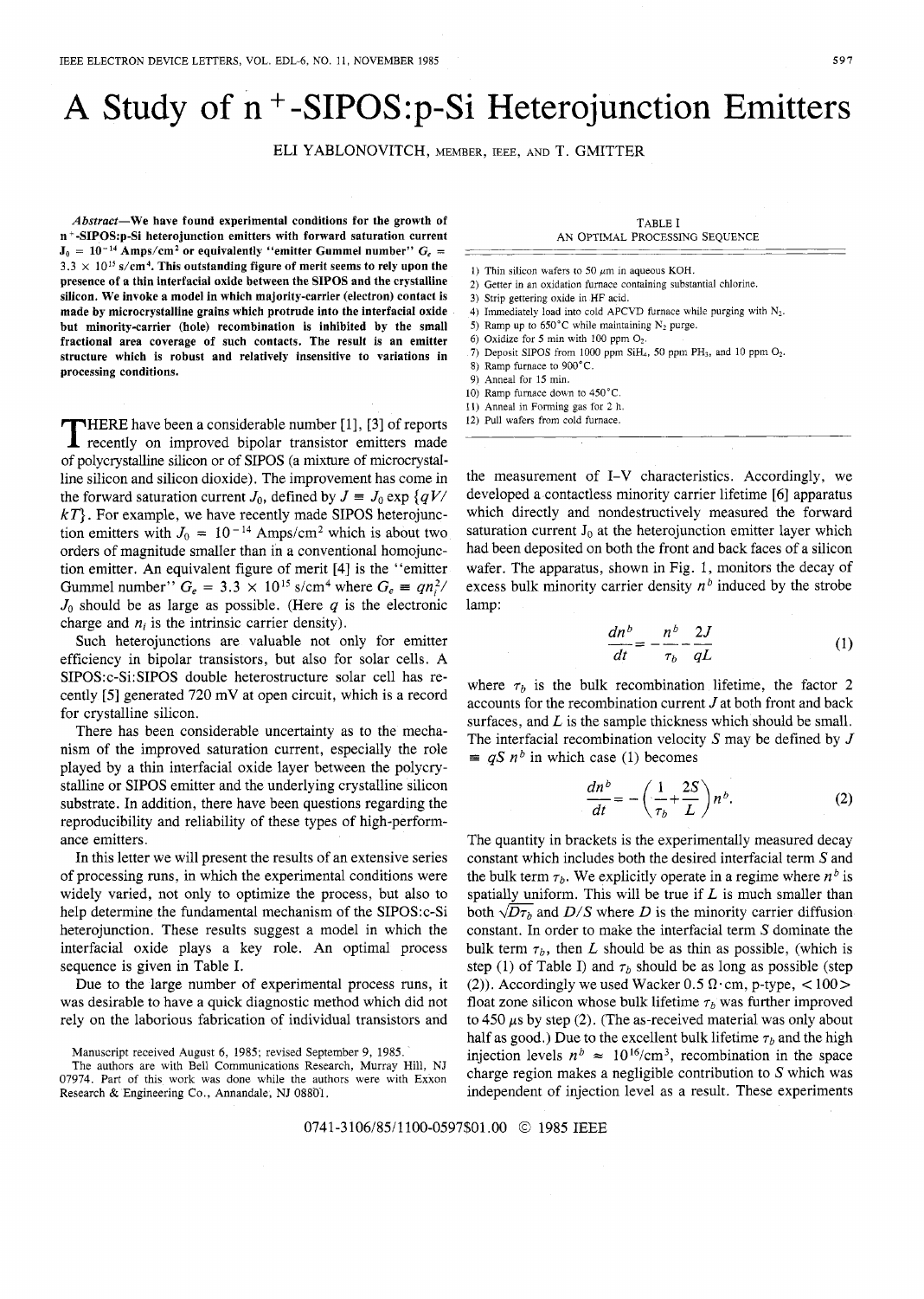// A Study of n+-SIPOS:p-Si Heterojunction Emitters

# A Study of $n^+$-SIPOS:p-Si Heterojunction Emitters

ELI YABLONOVITCH, MEMBER, IEEE, AND T. GMITTER

***Abstract*—We have found experimental conditions for the growth of $n^+$-SIPOS:p-Si heterojunction emitters with forward saturation current $J_0 = 10^{-14}$ Amps/cm$^2$ or equivalently "emitter Gummel number" $G_e = 3.3 \times 10^{15}$ s/cm$^4$. This outstanding figure of merit seems to rely upon the presence of a thin interfacial oxide between the SIPOS and the crystalline silicon. We invoke a model in which majority-carrier (electron) contact is made by microcrystalline grains which protrude into the interfacial oxide but minority-carrier (hole) recombination is inhibited by the small fractional area coverage of such contacts. The result is an emitter structure which is robust and relatively insensitive to variations in processing conditions.**

THERE have been a considerable number [1], [3] of reports recently on improved bipolar transistor emitters made of polycrystalline silicon or of SIPOS (a mixture of microcrystalline silicon and silicon dioxide). The improvement has come in the forward saturation current $J_0$, defined by $J \equiv J_0 \exp\{qV/kT\}$. For example, we have recently made SIPOS heterojunction emitters with $J_0 = 10^{-14}$ Amps/cm$^2$ which is about two orders of magnitude smaller than in a conventional homojunction emitter. An equivalent figure of merit [4] is the "emitter Gummel number" $G_e = 3.3 \times 10^{15}$ s/cm$^4$ where $G_e \equiv qn_i^2/J_0$ should be as large as possible. (Here $q$ is the electronic charge and $n_i$ is the intrinsic carrier density).

Such heterojunctions are valuable not only for emitter efficiency in bipolar transistors, but also for solar cells. A SIPOS:c-Si:SIPOS double heterostructure solar cell has recently [5] generated 720 mV at open circuit, which is a record for crystalline silicon.

There has been considerable uncertainty as to the mechanism of the improved saturation current, especially the role played by a thin interfacial oxide layer between the polycrystalline or SIPOS emitter and the underlying crystalline silicon substrate. In addition, there have been questions regarding the reproducibility and reliability of these types of high-performance emitters.

In this letter we will present the results of an extensive series of processing runs, in which the experimental conditions were widely varied, not only to optimize the process, but also to help determine the fundamental mechanism of the SIPOS:c-Si heterojunction. These results suggest a model in which the interfacial oxide plays a key role. An optimal process sequence is given in Table I.

Due to the large number of experimental process runs, it was desirable to have a quick diagnostic method which did not rely on the laborious fabrication of individual transistors and the measurement of I–V characteristics. Accordingly, we developed a contactless minority carrier lifetime [6] apparatus which directly and nondestructively measured the forward saturation current $J_0$ at the heterojunction emitter layer which had been deposited on both the front and back faces of a silicon wafer. The apparatus, shown in Fig. 1, monitors the decay of excess bulk minority carrier density $n^b$ induced by the strobe lamp:

$$\frac{dn^b}{dt} = -\frac{n^b}{\tau_b} - \frac{2J}{qL} \tag{1}$$

where $\tau_b$ is the bulk recombination lifetime, the factor 2 accounts for the recombination current $J$ at both front and back surfaces, and $L$ is the sample thickness which should be small. The interfacial recombination velocity $S$ may be defined by $J \equiv qS\, n^b$ in which case (1) becomes

$$\frac{dn^b}{dt} = -\left(\frac{1}{\tau_b} + \frac{2S}{L}\right) n^b. \tag{2}$$

The quantity in brackets is the experimentally measured decay constant which includes both the desired interfacial term $S$ and the bulk term $\tau_b$. We explicitly operate in a regime where $n^b$ is spatially uniform. This will be true if $L$ is much smaller than both $\sqrt{D\tau_b}$ and $D/S$ where $D$ is the minority carrier diffusion constant. In order to make the interfacial term $S$ dominate the bulk term $\tau_b$, then $L$ should be as thin as possible, (which is step (1) of Table I) and $\tau_b$ should be as long as possible (step (2)). Accordingly we used Wacker 0.5 $\Omega \cdot$cm, p-type, <100> float zone silicon whose bulk lifetime $\tau_b$ was further improved to 450 $\mu$s by step (2). (The as-received material was only about half as good.) Due to the excellent bulk lifetime $\tau_b$ and the high injection levels $n^b \approx 10^{16}$/cm$^3$, recombination in the space charge region makes a negligible contribution to $S$ which was independent of injection level as a result. These experiments

TABLE I
AN OPTIMAL PROCESSING SEQUENCE

1) Thin silicon wafers to 50 $\mu$m in aqueous KOH.
2) Getter in an oxidation furnace containing substantial chlorine.
3) Strip gettering oxide in HF acid.
4) Immediately load into cold APCVD furnace while purging with $N_2$.
5) Ramp up to 650°C while maintaining $N_2$ purge.
6) Oxidize for 5 min with 100 ppm $O_2$.
7) Deposit SIPOS from 1000 ppm $SiH_4$, 50 ppm $PH_3$, and 10 ppm $O_2$.
8) Ramp furnace to 900°C.
9) Anneal for 15 min.
10) Ramp furnace down to 450°C.
11) Anneal in Forming gas for 2 h.
12) Pull wafers from cold furnace.

Manuscript received August 6, 1985; revised September 9, 1985.

The authors are with Bell Communications Research, Murray Hill, NJ 07974. Part of this work was done while the authors were with Exxon Research & Engineering Co., Annandale, NJ 08801.

0741-3106/85/1100-0597$01.00 © 1985 IEEE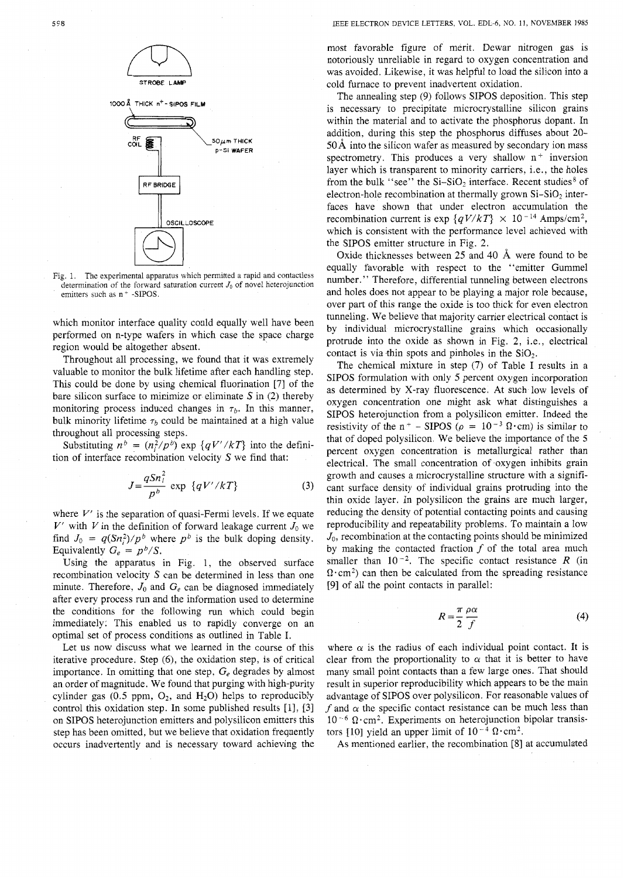STROBE LAMP

1000 Å THICK $n^+$-SIPOS FILM

RF COIL

50 μm THICK p-Si WAFER

RF BRIDGE

OSCILLOSCOPE

Fig. 1. The experimental apparatus which permitted a rapid and contactless determination of the forward saturation current $J_0$ of novel heterojunction emitters such as $n^+$-SIPOS.

which monitor interface quality could equally well have been performed on n-type wafers in which case the space charge region would be altogether absent.

Throughout all processing, we found that it was extremely valuable to monitor the bulk lifetime after each handling step. This could be done by using chemical fluorination [7] of the bare silicon surface to minimize or eliminate $S$ in (2) thereby monitoring process induced changes in $\tau_b$. In this manner, bulk minority lifetime $\tau_b$ could be maintained at a high value throughout all processing steps.

Substituting $n^b = (n_i^2/p^b) \exp\{qV'/kT\}$ into the definition of interface recombination velocity $S$ we find that:

$$J = \frac{qSn_i^2}{p^b} \exp\{qV'/kT\} \tag{3}$$

where $V'$ is the separation of quasi-Fermi levels. If we equate $V'$ with $V$ in the definition of forward leakage current $J_0$ we find $J_0 = q(Sn_i^2)/p^b$ where $p^b$ is the bulk doping density. Equivalently $G_e = p^b/S$.

Using the apparatus in Fig. 1, the observed surface recombination velocity $S$ can be determined in less than one minute. Therefore, $J_0$ and $G_e$ can be diagnosed immediately after every process run and the information used to determine the conditions for the following run which could begin immediately. This enabled us to rapidly converge on an optimal set of process conditions as outlined in Table I.

Let us now discuss what we learned in the course of this iterative procedure. Step (6), the oxidation step, is of critical importance. In omitting that one step, $G_e$ degrades by almost an order of magnitude. We found that purging with high-purity cylinder gas (0.5 ppm, $O_2$, and $H_2O$) helps to reproducibly control this oxidation step. In some published results [1], [3] on SIPOS heterojunction emitters and polysilicon emitters this step has been omitted, but we believe that oxidation frequently occurs inadvertently and is necessary toward achieving the most favorable figure of merit. Dewar nitrogen gas is notoriously unreliable in regard to oxygen concentration and was avoided. Likewise, it was helpful to load the silicon into a cold furnace to prevent inadvertent oxidation.

The annealing step (9) follows SIPOS deposition. This step is necessary to precipitate microcrystalline silicon grains within the material and to activate the phosphorus dopant. In addition, during this step the phosphorus diffuses about 20–50 Å into the silicon wafer as measured by secondary ion mass spectrometry. This produces a very shallow $n^+$ inversion layer which is transparent to minority carriers, i.e., the holes from the bulk "see" the $Si$–$SiO_2$ interface. Recent studies[8] of electron-hole recombination at thermally grown $Si$–$SiO_2$ interfaces have shown that under electron accumulation the recombination current is $\exp\{qV/kT\} \times 10^{-14}$ Amps/cm$^2$, which is consistent with the performance level achieved with the SIPOS emitter structure in Fig. 2.

Oxide thicknesses between 25 and 40 Å were found to be equally favorable with respect to the "emitter Gummel number." Therefore, differential tunneling between electrons and holes does not appear to be playing a major role because, over part of this range the oxide is too thick for even electron tunneling. We believe that majority carrier electrical contact is by individual microcrystalline grains which occasionally protrude into the oxide as shown in Fig. 2, i.e., electrical contact is via thin spots and pinholes in the $SiO_2$.

The chemical mixture in step (7) of Table I results in a SIPOS formulation with only 5 percent oxygen incorporation as determined by X-ray fluorescence. At such low levels of oxygen concentration one might ask what distinguishes a SIPOS heterojunction from a polysilicon emitter. Indeed the resistivity of the $n^+$ – SIPOS ($\rho = 10^{-3}\ \Omega\cdot$cm) is similar to that of doped polysilicon. We believe the importance of the 5 percent oxygen concentration is metallurgical rather than electrical. The small concentration of oxygen inhibits grain growth and causes a microcrystalline structure with a significant surface density of individual grains protruding into the thin oxide layer. In polysilicon the grains are much larger, reducing the density of potential contacting points and causing reproducibility and repeatability problems. To maintain a low $J_0$, recombination at the contacting points should be minimized by making the contacted fraction $f$ of the total area much smaller than $10^{-2}$. The specific contact resistance $R$ (in $\Omega\cdot$cm$^2$) can then be calculated from the spreading resistance [9] of all the point contacts in parallel:

$$R = \frac{\pi}{2} \frac{\rho\alpha}{f} \tag{4}$$

where $\alpha$ is the radius of each individual point contact. It is clear from the proportionality to $\alpha$ that it is better to have many small point contacts than a few large ones. That should result in superior reproducibility which appears to be the main advantage of SIPOS over polysilicon. For reasonable values of $f$ and $\alpha$ the specific contact resistance can be much less than $10^{-6}\ \Omega\cdot$cm$^2$. Experiments on heterojunction bipolar transistors [10] yield an upper limit of $10^{-4}\ \Omega\cdot$cm$^2$.

As mentioned earlier, the recombination [8] at accumulated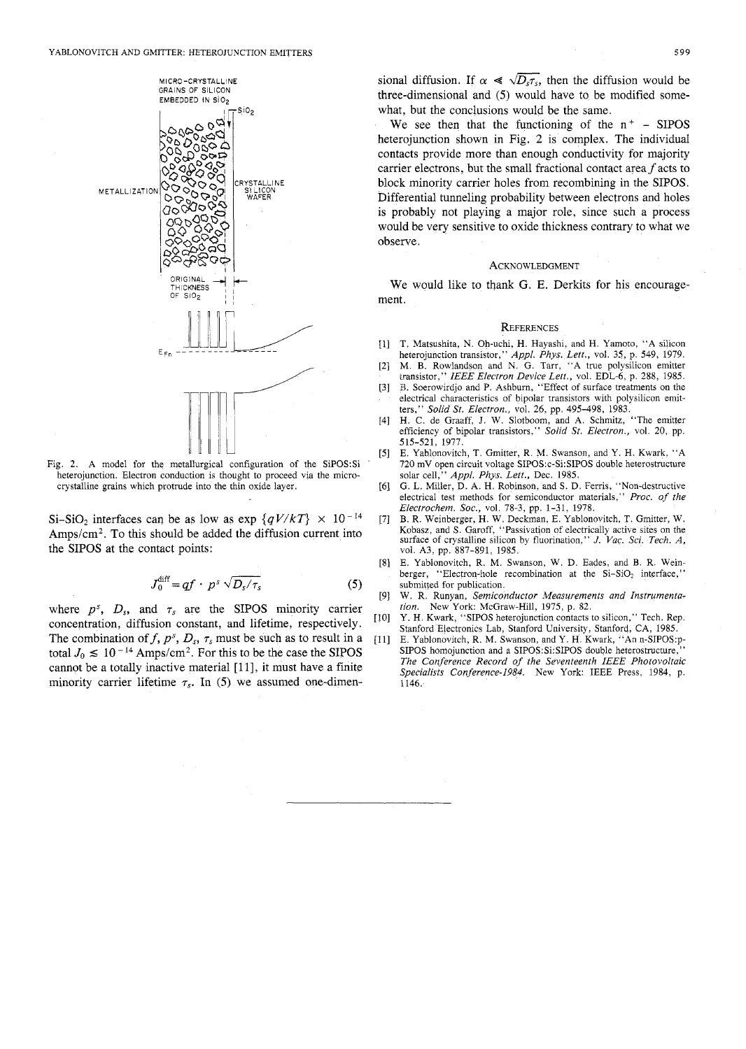MICRO-CRYSTALLINE GRAINS OF SILICON EMBEDDED IN $SiO_2$

$SiO_2$

METALLIZATION

CRYSTALLINE SILICON WAFER

ORIGINAL THICKNESS OF $SiO_2$

$E_{Fn}$

Fig. 2. A model for the metallurgical configuration of the SIPOS:Si heterojunction. Electron conduction is thought to proceed via the micro-crystalline grains which protrude into the thin oxide layer.

Si–$SiO_2$ interfaces can be as low as $\exp\{qV/kT\} \times 10^{-14}$ Amps/cm$^2$. To this should be added the diffusion current into the SIPOS at the contact points:

$$J_0^{\text{diff}} = qf \cdot p^s \sqrt{D_s/\tau_s} \tag{5}$$

where $p^s$, $D_s$, and $\tau_s$ are the SIPOS minority carrier concentration, diffusion constant, and lifetime, respectively. The combination of $f$, $p^s$, $D_s$, $\tau_s$ must be such as to result in a total $J_0 \lesssim 10^{-14}$ Amps/cm$^2$. For this to be the case the SIPOS cannot be a totally inactive material [11], it must have a finite minority carrier lifetime $\tau_s$. In (5) we assumed one-dimensional diffusion. If $\alpha \ll \sqrt{D_s\tau_s}$, then the diffusion would be three-dimensional and (5) would have to be modified somewhat, but the conclusions would be the same.

We see then that the functioning of the $n^+$ – SIPOS heterojunction shown in Fig. 2 is complex. The individual contacts provide more than enough conductivity for majority carrier electrons, but the small fractional contact area $f$ acts to block minority carrier holes from recombining in the SIPOS. Differential tunneling probability between electrons and holes is probably not playing a major role, since such a process would be very sensitive to oxide thickness contrary to what we observe.

## ACKNOWLEDGMENT

We would like to thank G. E. Derkits for his encouragement.

## REFERENCES

[1] T. Matsushita, N. Oh-uchi, H. Hayashi, and H. Yamoto, "A silicon heterojunction transistor," *Appl. Phys. Lett.*, vol. 35, p. 549, 1979.

[2] M. B. Rowlandson and N. G. Tarr, "A true polysilicon emitter transistor," *IEEE Electron Device Lett.*, vol. EDL-6, p. 288, 1985.

[3] B. Soerowirdjo and P. Ashburn, "Effect of surface treatments on the electrical characteristics of bipolar transistors with polysilicon emitters," *Solid St. Electron.*, vol. 26, pp. 495–498, 1983.

[4] H. C. de Graaff, J. W. Slotboom, and A. Schmitz, "The emitter efficiency of bipolar transistors," *Solid St. Electron.*, vol. 20, pp. 515–521, 1977.

[5] E. Yablonovitch, T. Gmitter, R. M. Swanson, and Y. H. Kwark, "A 720 mV open circuit voltage SIPOS:c-Si:SIPOS double heterostructure solar cell," *Appl. Phys. Lett.*, Dec. 1985.

[6] G. L. Miller, D. A. H. Robinson, and S. D. Ferris, "Non-destructive electrical test methods for semiconductor materials," *Proc. of the Electrochem. Soc.*, vol. 78-3, pp. 1–31, 1978.

[7] B. R. Weinberger, H. W. Deckman, E. Yablonovitch, T. Gmitter, W. Kobasz, and S. Garoff, "Passivation of electrically active sites on the surface of crystalline silicon by fluorination," *J. Vac. Sci. Tech. A*, vol. A3, pp. 887–891, 1985.

[8] E. Yablonovitch, R. M. Swanson, W. D. Eades, and B. R. Weinberger, "Electron-hole recombination at the Si–$SiO_2$ interface," submitted for publication.

[9] W. R. Runyan, *Semiconductor Measurements and Instrumentation*. New York: McGraw-Hill, 1975, p. 82.

[10] Y. H. Kwark, "SIPOS heterojunction contacts to silicon," Tech. Rep. Stanford Electronics Lab, Stanford University, Stanford, CA, 1985.

[11] E. Yablonovitch, R. M. Swanson, and Y. H. Kwark, "An n-SIPOS:p-SIPOS homojunction and a SIPOS:Si:SIPOS double heterostructure," *The Conference Record of the Seventeenth IEEE Photovoltaic Specialists Conference-1984*. New York: IEEE Press, 1984, p. 1146.